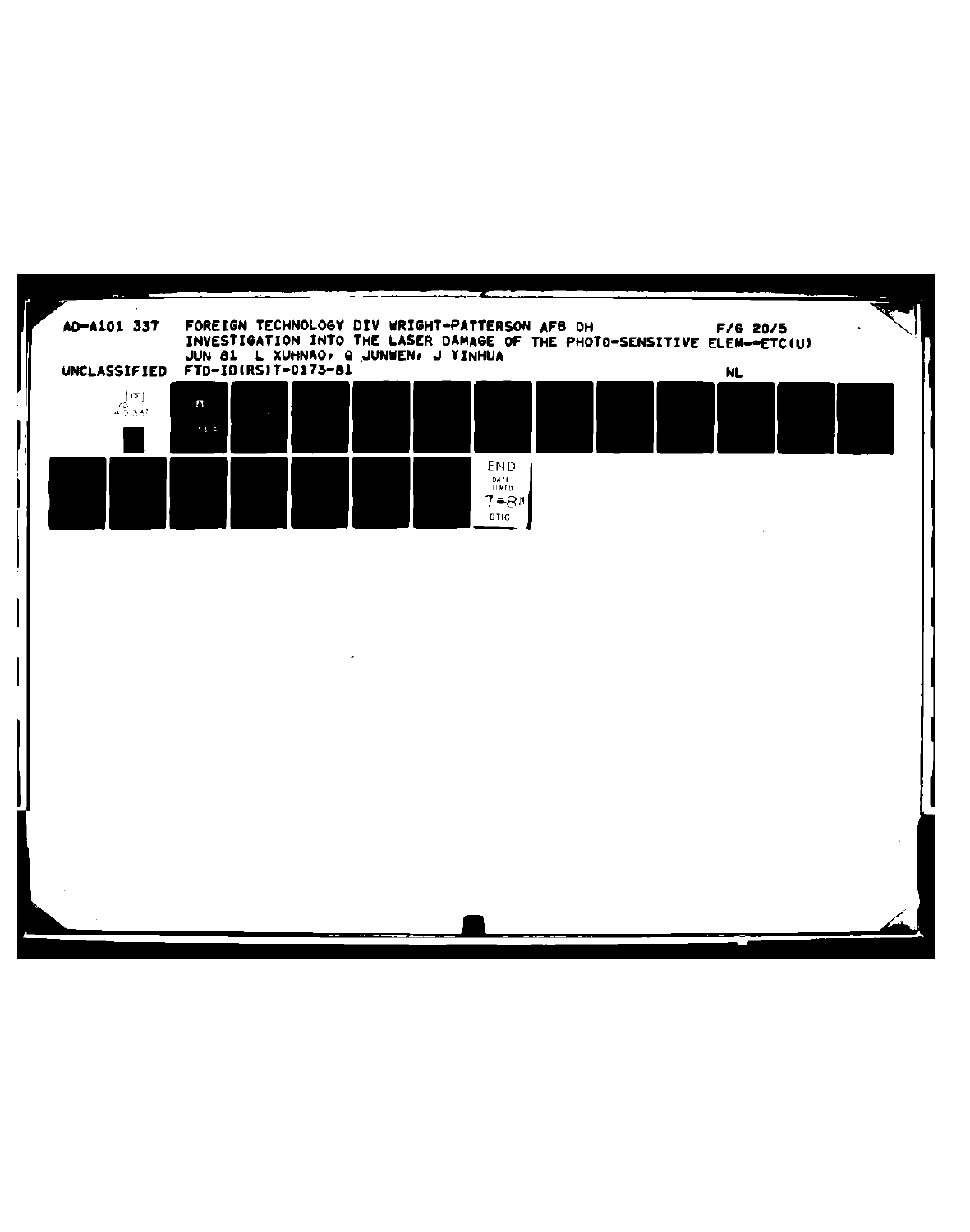AD-A101 337 FOREIGN TECHNOLOGY DIV WRIGHT-PATTERSON AFB OH F/G 20/5

INVESTIGATION INTO THE LASER DAMAGE OF THE PHOTO-SENSITIVE ELEM--ETC(U)

JUN 81 L XUHNAO, Q JUNWEN, J YINHUA

UNCLASSIFIED FTD-ID(RS)T-0173-81 NL

END
DATE
FILMED
7-81
DTIC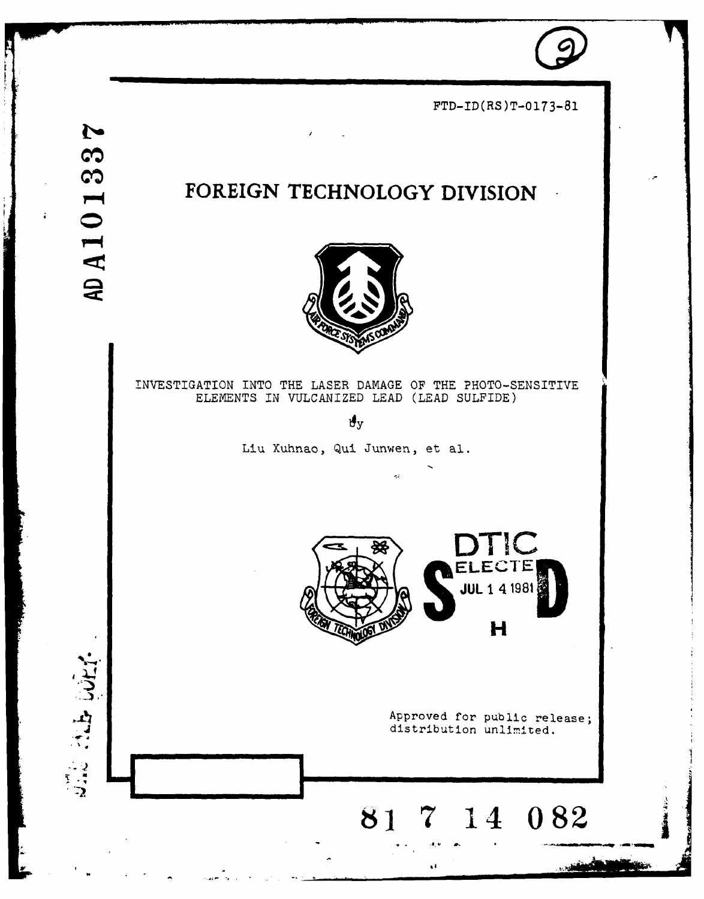FTD-ID(RS)T-0173-81

AD A101337

# FOREIGN TECHNOLOGY DIVISION

INVESTIGATION INTO THE LASER DAMAGE OF THE PHOTO-SENSITIVE ELEMENTS IN VULCANIZED LEAD (LEAD SULFIDE)

by

Liu Xuhnao, Qui Junwen, et al.

DTIC ELECTE JUL 14 1981 S D H

Approved for public release; distribution unlimited.

81 7 14 082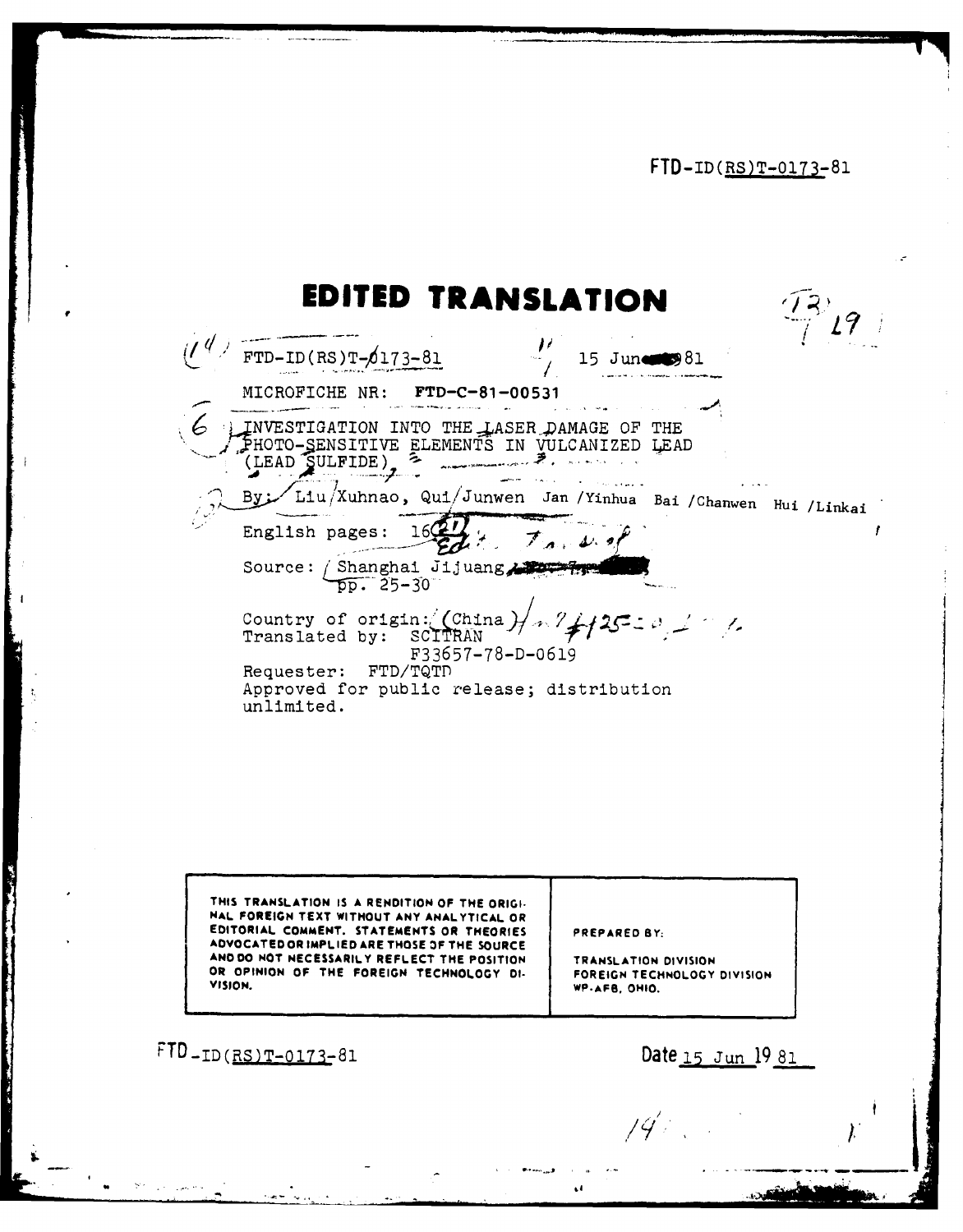FTD-ID(RS)T-0173-81

# EDITED TRANSLATION

FTD-ID(RS)T-0173-81 15 June 1981

MICROFICHE NR: **FTD-C-81-00531**

INVESTIGATION INTO THE LASER DAMAGE OF THE PHOTO-SENSITIVE ELEMENTS IN VULCANIZED LEAD (LEAD SULFIDE)

By: Liu/Xuhnao, Qui/Junwen Jan /Yinhua Bai /Chanwen Hui /Linkai

English pages: 16

Source: Shanghai Jijuang
pp. 25-30

Country of origin: (China)
Translated by: SCITRAN
F33657-78-D-0619
Requester: FTD/TQTD
Approved for public release; distribution unlimited.

| THIS TRANSLATION IS A RENDITION OF THE ORIGINAL FOREIGN TEXT WITHOUT ANY ANALYTICAL OR EDITORIAL COMMENT. STATEMENTS OR THEORIES ADVOCATED OR IMPLIED ARE THOSE OF THE SOURCE AND DO NOT NECESSARILY REFLECT THE POSITION OR OPINION OF THE FOREIGN TECHNOLOGY DIVISION. | PREPARED BY: TRANSLATION DIVISION FOREIGN TECHNOLOGY DIVISION WP-AFB, OHIO. |
| --- | --- |

FTD-ID(RS)T-0173-81 Date 15 Jun 1981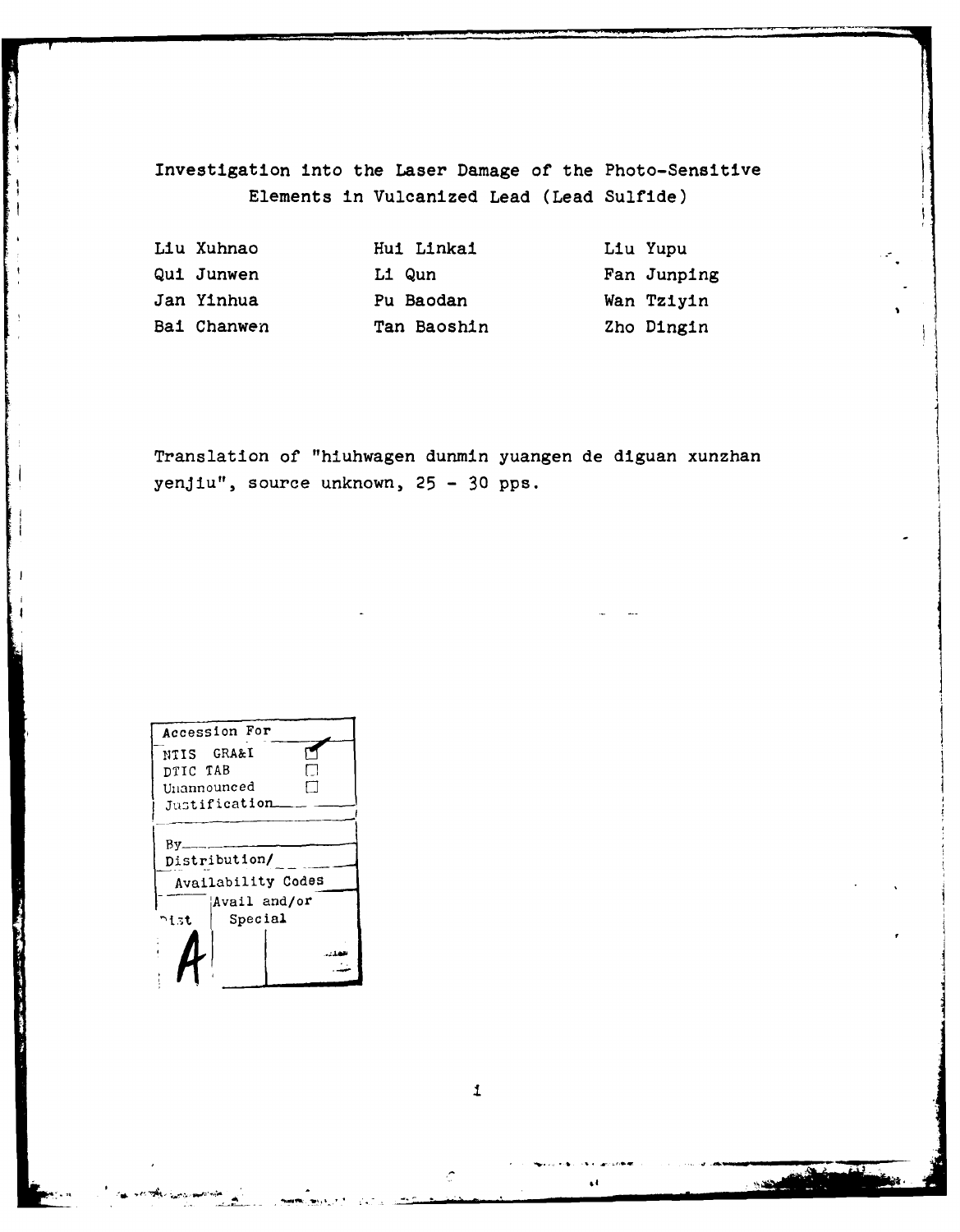# Investigation into the Laser Damage of the Photo-Sensitive Elements in Vulcanized Lead (Lead Sulfide)

| | | |
|---|---|---|
| Liu Xuhnao | Hui Linkai | Liu Yupu |
| Qui Junwen | Li Qun | Fan Junping |
| Jan Yinhua | Pu Baodan | Wan Tziyin |
| Bai Chanwen | Tan Baoshin | Zho Dingin |

Translation of "hiuhwagen dunmin yuangen de diguan xunzhan yenjiu", source unknown, 25 - 30 pps.

| Accession For | |
|---|---|
| NTIS GRA&I | ☑ |
| DTIC TAB | ☐ |
| Unannounced | ☐ |
| Justification | |
| By | |
| Distribution/ | |
| Availability Codes | |
| Dist | Avail and/or Special |
| A | |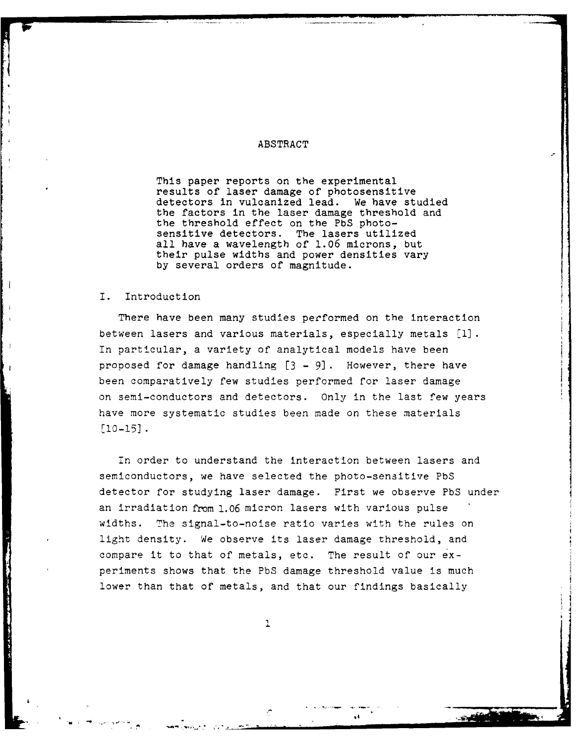## ABSTRACT

This paper reports on the experimental results of laser damage of photosensitive detectors in vulcanized lead. We have studied the factors in the laser damage threshold and the threshold effect on the PbS photosensitive detectors. The lasers utilized all have a wavelength of 1.06 microns, but their pulse widths and power densities vary by several orders of magnitude.

## I. Introduction

There have been many studies performed on the interaction between lasers and various materials, especially metals [1]. In particular, a variety of analytical models have been proposed for damage handling [3 - 9]. However, there have been comparatively few studies performed for laser damage on semi-conductors and detectors. Only in the last few years have more systematic studies been made on these materials [10-15].

In order to understand the interaction between lasers and semiconductors, we have selected the photo-sensitive PbS detector for studying laser damage. First we observe PbS under an irradiation from 1.06 micron lasers with various pulse widths. The signal-to-noise ratio varies with the rules on light density. We observe its laser damage threshold, and compare it to that of metals, etc. The result of our experiments shows that the PbS damage threshold value is much lower than that of metals, and that our findings basically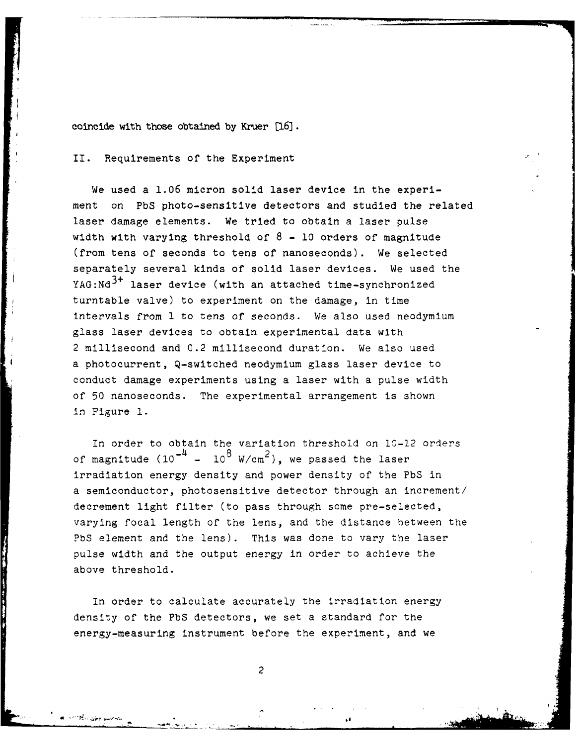coincide with those obtained by Kruer [16].

## II. Requirements of the Experiment

We used a 1.06 micron solid laser device in the experiment on PbS photo-sensitive detectors and studied the related laser damage elements. We tried to obtain a laser pulse width with varying threshold of 8 - 10 orders of magnitude (from tens of seconds to tens of nanoseconds). We selected separately several kinds of solid laser devices. We used the YAG:$Nd^{3+}$ laser device (with an attached time-synchronized turntable valve) to experiment on the damage, in time intervals from 1 to tens of seconds. We also used neodymium glass laser devices to obtain experimental data with 2 millisecond and 0.2 millisecond duration. We also used a photocurrent, Q-switched neodymium glass laser device to conduct damage experiments using a laser with a pulse width of 50 nanoseconds. The experimental arrangement is shown in Figure 1.

In order to obtain the variation threshold on 10-12 orders of magnitude ($10^{-4}$ - $10^{8}$ W/$cm^2$), we passed the laser irradiation energy density and power density of the PbS in a semiconductor, photosensitive detector through an increment/decrement light filter (to pass through some pre-selected, varying focal length of the lens, and the distance between the PbS element and the lens). This was done to vary the laser pulse width and the output energy in order to achieve the above threshold.

In order to calculate accurately the irradiation energy density of the PbS detectors, we set a standard for the energy-measuring instrument before the experiment, and we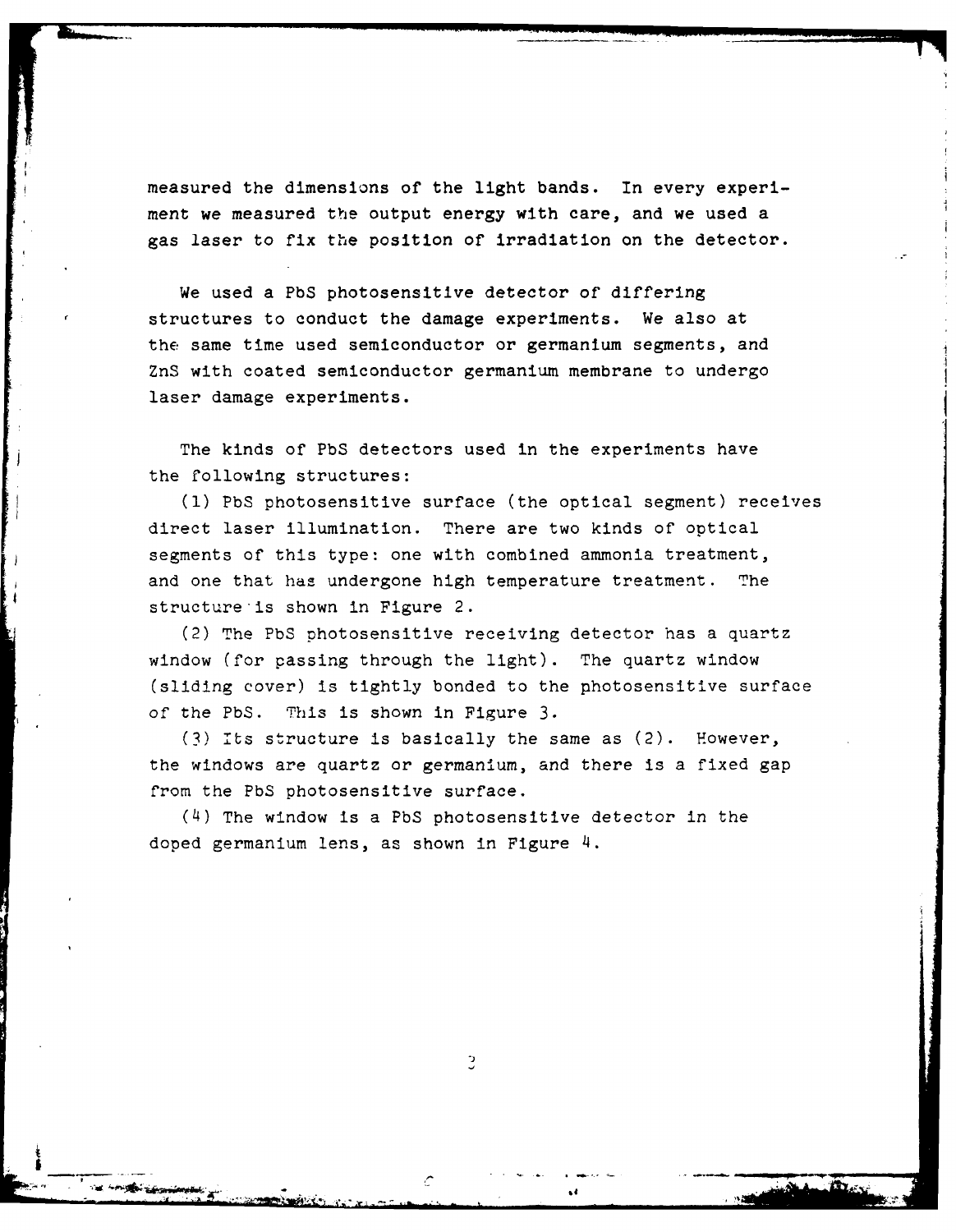measured the dimensions of the light bands. In every experiment we measured the output energy with care, and we used a gas laser to fix the position of irradiation on the detector.

We used a PbS photosensitive detector of differing structures to conduct the damage experiments. We also at the same time used semiconductor or germanium segments, and ZnS with coated semiconductor germanium membrane to undergo laser damage experiments.

The kinds of PbS detectors used in the experiments have the following structures:

(1) PbS photosensitive surface (the optical segment) receives direct laser illumination. There are two kinds of optical segments of this type: one with combined ammonia treatment, and one that has undergone high temperature treatment. The structure is shown in Figure 2.

(2) The PbS photosensitive receiving detector has a quartz window (for passing through the light). The quartz window (sliding cover) is tightly bonded to the photosensitive surface of the PbS. This is shown in Figure 3.

(3) Its structure is basically the same as (2). However, the windows are quartz or germanium, and there is a fixed gap from the PbS photosensitive surface.

(4) The window is a PbS photosensitive detector in the doped germanium lens, as shown in Figure 4.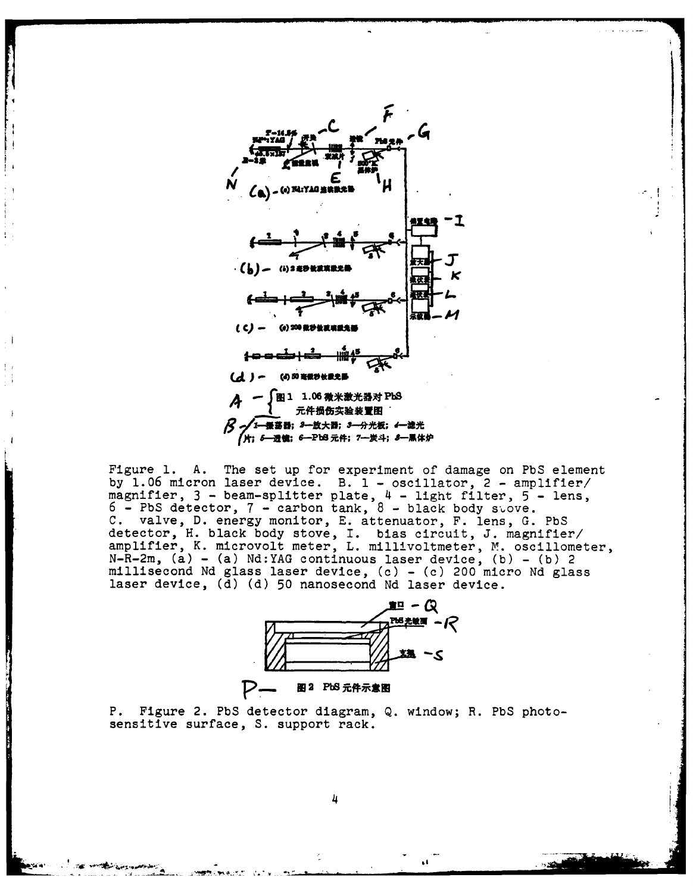Figure 1. A. The set up for experiment of damage on PbS element by 1.06 micron laser device. B. 1 - oscillator, 2 - amplifier/magnifier, 3 - beam-splitter plate, 4 - light filter, 5 - lens, 6 - PbS detector, 7 - carbon tank, 8 - black body stove. C. valve, D. energy monitor, E. attenuator, F. lens, G. PbS detector, H. black body stove, I. bias circuit, J. magnifier/amplifier, K. microvolt meter, L. millivoltmeter, M. oscillometer, N-R-2m, (a) - (a) Nd:YAG continuous laser device, (b) - (b) 2 millisecond Nd glass laser device, (c) - (c) 200 micro Nd glass laser device, (d) (d) 50 nanosecond Nd laser device.

P. Figure 2. PbS detector diagram, Q. window; R. PbS photosensitive surface, S. support rack.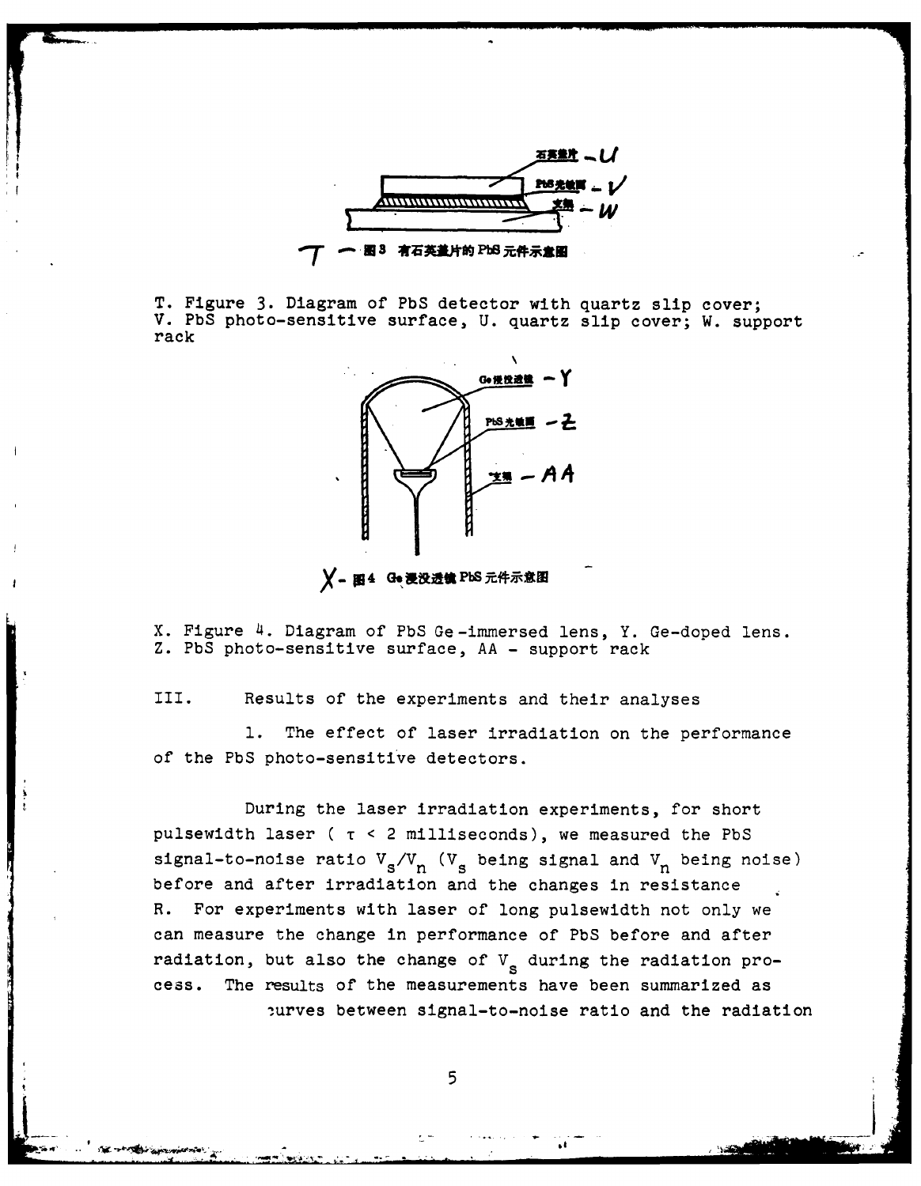T. Figure 3. Diagram of PbS detector with quartz slip cover; V. PbS photo-sensitive surface, U. quartz slip cover; W. support rack

X. Figure 4. Diagram of PbS Ge-immersed lens, Y. Ge-doped lens. Z. PbS photo-sensitive surface, AA - support rack

III. Results of the experiments and their analyses

1. The effect of laser irradiation on the performance of the PbS photo-sensitive detectors.

During the laser irradiation experiments, for short pulsewidth laser ( $\tau$ < 2 milliseconds), we measured the PbS signal-to-noise ratio $V_s/V_n$ ($V_s$ being signal and $V_n$ being noise) before and after irradiation and the changes in resistance R. For experiments with laser of long pulsewidth not only we can measure the change in performance of PbS before and after radiation, but also the change of $V_s$ during the radiation process. The results of the measurements have been summarized as curves between signal-to-noise ratio and the radiation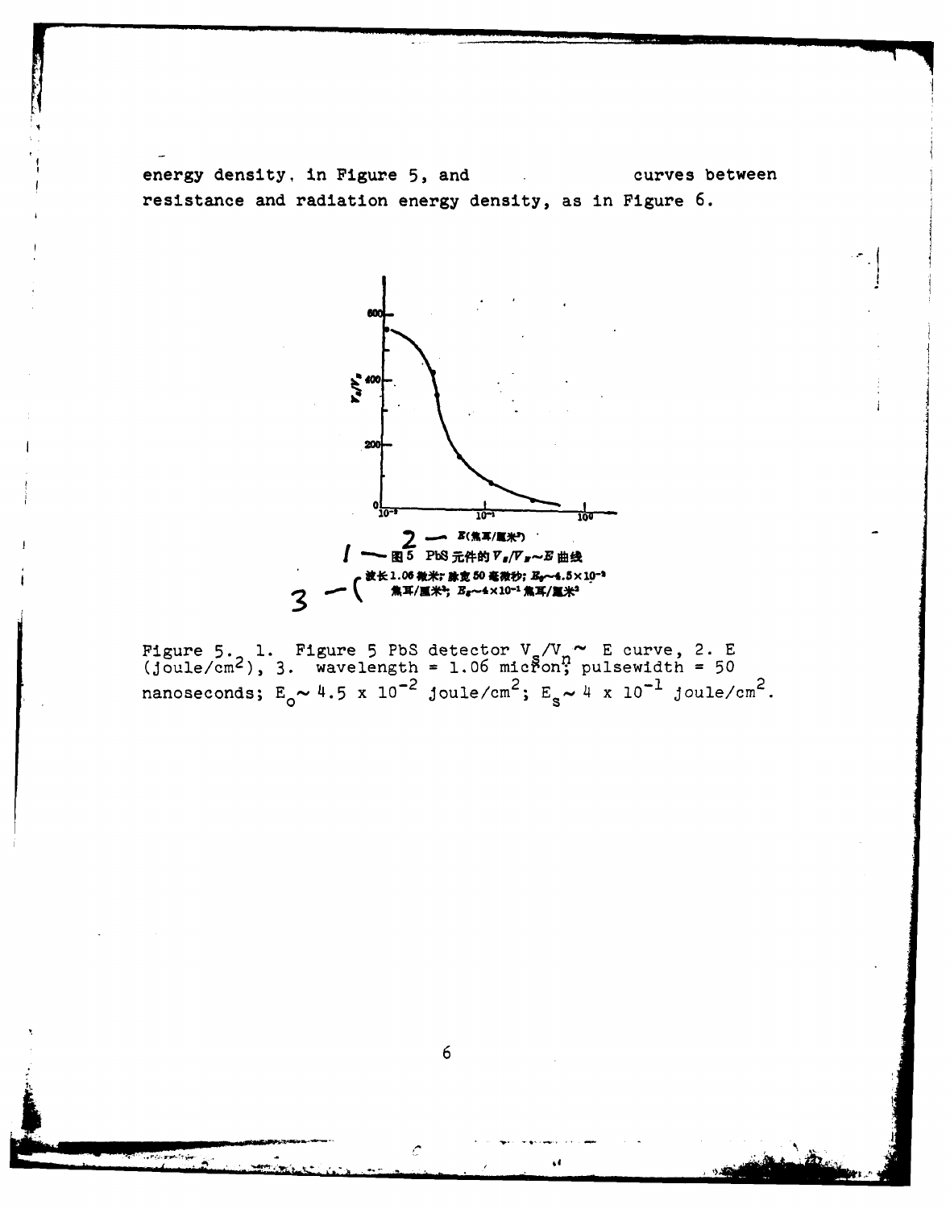energy density, in Figure 5, and curves between resistance and radiation energy density, as in Figure 6.

2 — E(焦耳/厘米²)

1 — 图5 PbS 元件的 $V_s/V_n \sim E$ 曲线

3 — 波长1.06微米; 脉宽50毫微秒; $E_0 \sim 4.5\times10^{-2}$ 焦耳/厘米²; $E_s \sim 4\times10^{-1}$ 焦耳/厘米²

Figure 5. 1. Figure 5 PbS detector $V_s/V_n \sim$ E curve, 2. E (joule/cm$^2$), 3. wavelength = 1.06 micron; pulsewidth = 50 nanoseconds; $E_o \sim 4.5 \times 10^{-2}$ joule/cm$^2$; $E_s \sim 4 \times 10^{-1}$ joule/cm$^2$.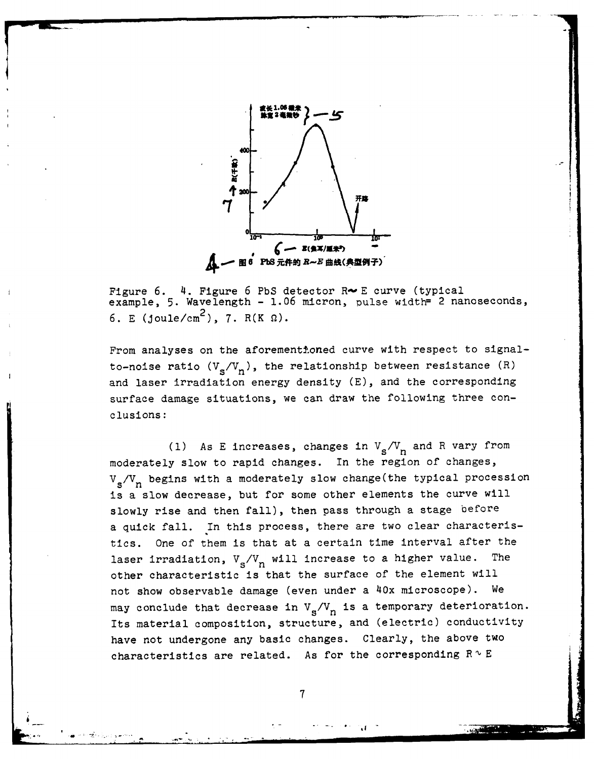Figure 6. 4. Figure 6 PbS detector R~E curve (typical example, 5. Wavelength - 1.06 micron, pulse width= 2 nanoseconds, 6. E (joule/cm$^2$), 7. R(K Ω).

From analyses on the aforementioned curve with respect to signal-to-noise ratio ($V_s/V_n$), the relationship between resistance (R) and laser irradiation energy density (E), and the corresponding surface damage situations, we can draw the following three conclusions:

(1) As E increases, changes in $V_s/V_n$ and R vary from moderately slow to rapid changes. In the region of changes, $V_s/V_n$ begins with a moderately slow change(the typical procession is a slow decrease, but for some other elements the curve will slowly rise and then fall), then pass through a stage before a quick fall. In this process, there are two clear characteristics. One of them is that at a certain time interval after the laser irradiation, $V_s/V_n$ will increase to a higher value. The other characteristic is that the surface of the element will not show observable damage (even under a 40x microscope). We may conclude that decrease in $V_s/V_n$ is a temporary deterioration. Its material composition, structure, and (electric) conductivity have not undergone any basic changes. Clearly, the above two characteristics are related. As for the corresponding R~E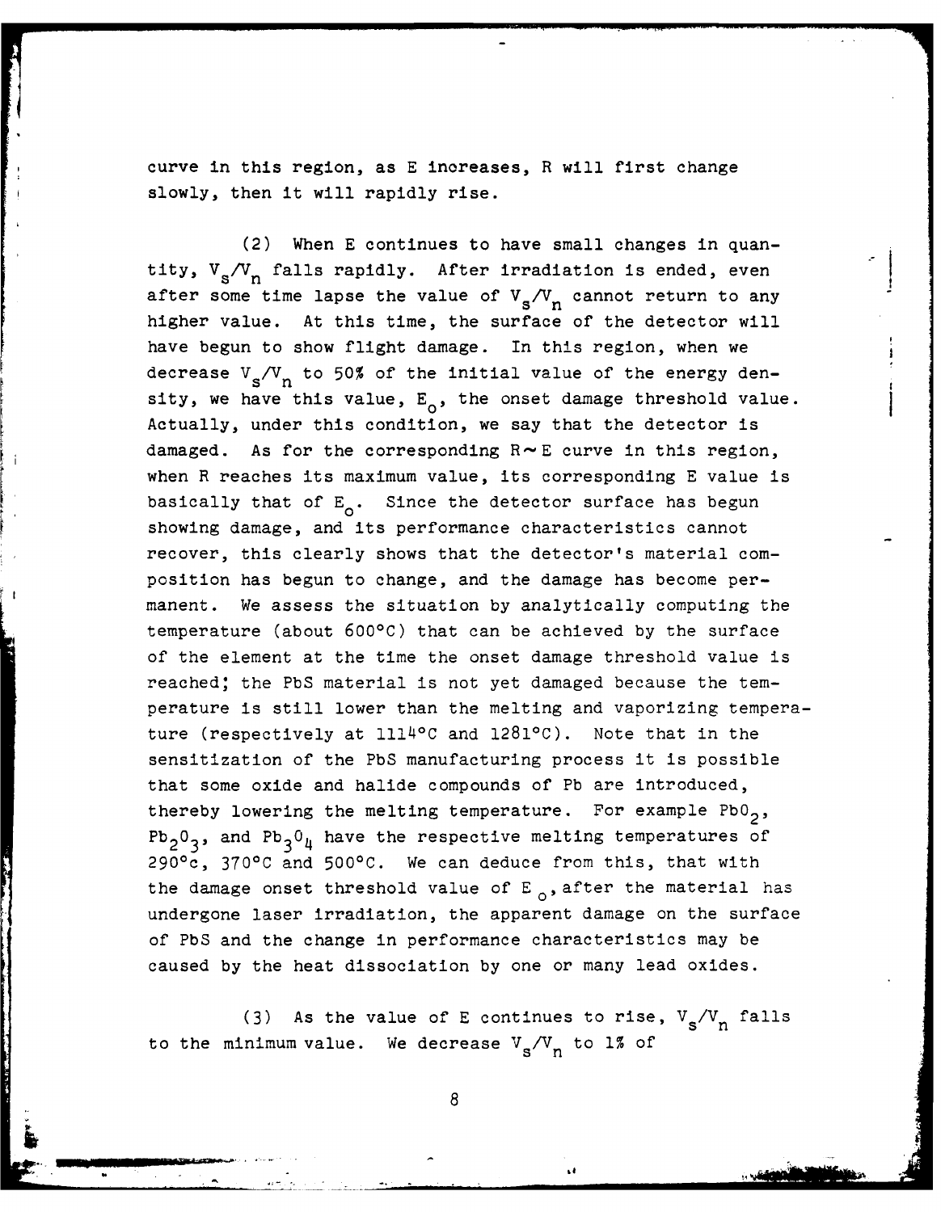curve in this region, as E increases, R will first change slowly, then it will rapidly rise.

(2) When E continues to have small changes in quantity, $V_s/V_n$ falls rapidly. After irradiation is ended, even after some time lapse the value of $V_s/V_n$ cannot return to any higher value. At this time, the surface of the detector will have begun to show flight damage. In this region, when we decrease $V_s/V_n$ to 50% of the initial value of the energy density, we have this value, $E_o$, the onset damage threshold value. Actually, under this condition, we say that the detector is damaged. As for the corresponding R ~ E curve in this region, when R reaches its maximum value, its corresponding E value is basically that of $E_o$. Since the detector surface has begun showing damage, and its performance characteristics cannot recover, this clearly shows that the detector's material composition has begun to change, and the damage has become permanent. We assess the situation by analytically computing the temperature (about 600°C) that can be achieved by the surface of the element at the time the onset damage threshold value is reached; the PbS material is not yet damaged because the temperature is still lower than the melting and vaporizing temperature (respectively at 1114°C and 1281°C). Note that in the sensitization of the PbS manufacturing process it is possible that some oxide and halide compounds of Pb are introduced, thereby lowering the melting temperature. For example $PbO_2$, $Pb_2O_3$, and $Pb_3O_4$ have the respective melting temperatures of 290°c, 370°C and 500°C. We can deduce from this, that with the damage onset threshold value of $E_o$, after the material has undergone laser irradiation, the apparent damage on the surface of PbS and the change in performance characteristics may be caused by the heat dissociation by one or many lead oxides.

(3) As the value of E continues to rise, $V_s/V_n$ falls to the minimum value. We decrease $V_s/V_n$ to 1% of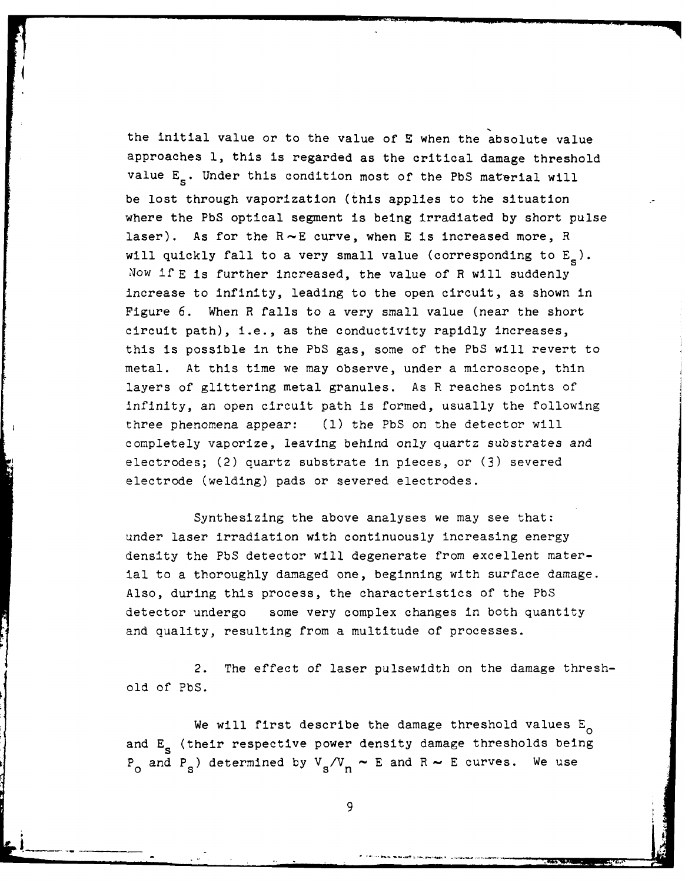the initial value or to the value of E when the absolute value approaches 1, this is regarded as the critical damage threshold value $E_s$. Under this condition most of the PbS material will be lost through vaporization (this applies to the situation where the PbS optical segment is being irradiated by short pulse laser). As for the $R \sim E$ curve, when E is increased more, R will quickly fall to a very small value (corresponding to $E_s$). Now if E is further increased, the value of R will suddenly increase to infinity, leading to the open circuit, as shown in Figure 6. When R falls to a very small value (near the short circuit path), i.e., as the conductivity rapidly increases, this is possible in the PbS gas, some of the PbS will revert to metal. At this time we may observe, under a microscope, thin layers of glittering metal granules. As R reaches points of infinity, an open circuit path is formed, usually the following three phenomena appear: (1) the PbS on the detector will completely vaporize, leaving behind only quartz substrates and electrodes; (2) quartz substrate in pieces, or (3) severed electrode (welding) pads or severed electrodes.

Synthesizing the above analyses we may see that: under laser irradiation with continuously increasing energy density the PbS detector will degenerate from excellent material to a thoroughly damaged one, beginning with surface damage. Also, during this process, the characteristics of the PbS detector undergo some very complex changes in both quantity and quality, resulting from a multitude of processes.

2. The effect of laser pulsewidth on the damage threshold of PbS.

We will first describe the damage threshold values $E_o$ and $E_s$ (their respective power density damage thresholds being $P_o$ and $P_s$) determined by $V_s/V_n \sim E$ and $R \sim E$ curves. We use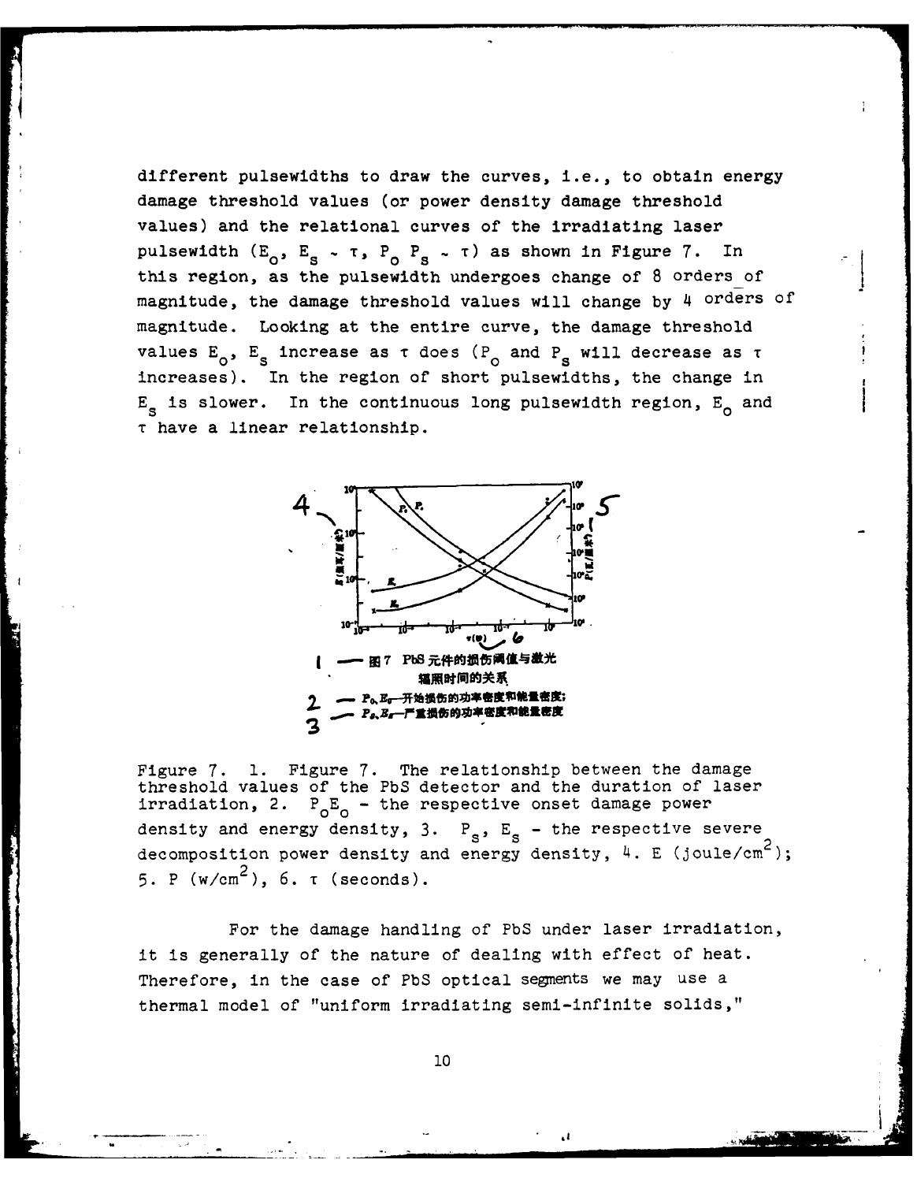different pulsewidths to draw the curves, i.e., to obtain energy damage threshold values (or power density damage threshold values) and the relational curves of the irradiating laser pulsewidth ($E_o$, $E_s \sim \tau$, $P_o$ $P_s \sim \tau$) as shown in Figure 7. In this region, as the pulsewidth undergoes change of 8 orders of magnitude, the damage threshold values will change by 4 orders of magnitude. Looking at the entire curve, the damage threshold values $E_o$, $E_s$ increase as $\tau$ does ($P_o$ and $P_s$ will decrease as $\tau$ increases). In the region of short pulsewidths, the change in $E_s$ is slower. In the continuous long pulsewidth region, $E_o$ and $\tau$ have a linear relationship.

图7 PbS元件的损伤阈值与激光辐照时间的关系

$P_o$, $E_o$—开始损伤的功率密度和能量密度；

$P_s$, $E_s$—严重损伤的功率密度和能量密度

Figure 7. 1. Figure 7. The relationship between the damage threshold values of the PbS detector and the duration of laser irradiation, 2. $P_oE_o$ - the respective onset damage power density and energy density, 3. $P_s$, $E_s$ - the respective severe decomposition power density and energy density, 4. E (joule/cm$^2$); 5. P (w/cm$^2$), 6. $\tau$ (seconds).

For the damage handling of PbS under laser irradiation, it is generally of the nature of dealing with effect of heat. Therefore, in the case of PbS optical segments we may use a thermal model of "uniform irradiating semi-infinite solids,"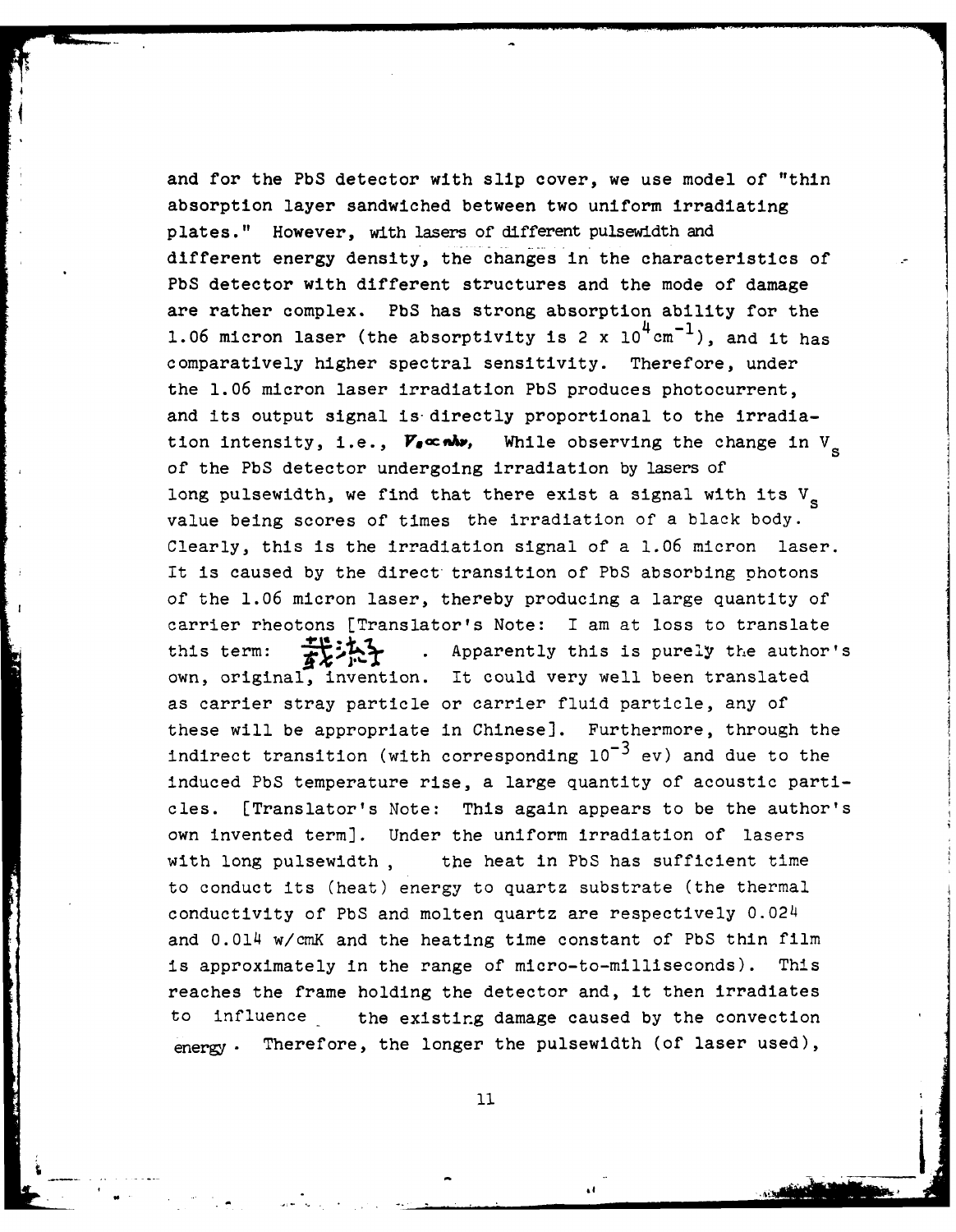and for the PbS detector with slip cover, we use model of "thin absorption layer sandwiched between two uniform irradiating plates." However, with lasers of different pulsewidth and different energy density, the changes in the characteristics of PbS detector with different structures and the mode of damage are rather complex. PbS has strong absorption ability for the 1.06 micron laser (the absorptivity is $2 \times 10^4 cm^{-1}$), and it has comparatively higher spectral sensitivity. Therefore, under the 1.06 micron laser irradiation PbS produces photocurrent, and its output signal is directly proportional to the irradiation intensity, i.e., $V_s \propto nh\nu$, While observing the change in $V_s$ of the PbS detector undergoing irradiation by lasers of long pulsewidth, we find that there exist a signal with its $V_s$ value being scores of times the irradiation of a black body. Clearly, this is the irradiation signal of a 1.06 micron laser. It is caused by the direct transition of PbS absorbing photons of the 1.06 micron laser, thereby producing a large quantity of carrier rheotons [Translator's Note: I am at loss to translate this term: 载流子 . Apparently this is purely the author's own, original, invention. It could very well been translated as carrier stray particle or carrier fluid particle, any of these will be appropriate in Chinese]. Furthermore, through the indirect transition (with corresponding $10^{-3}$ ev) and due to the induced PbS temperature rise, a large quantity of acoustic particles. [Translator's Note: This again appears to be the author's own invented term]. Under the uniform irradiation of lasers with long pulsewidth, the heat in PbS has sufficient time to conduct its (heat) energy to quartz substrate (the thermal conductivity of PbS and molten quartz are respectively 0.024 and 0.014 w/cmK and the heating time constant of PbS thin film is approximately in the range of micro-to-milliseconds). This reaches the frame holding the detector and, it then irradiates to influence the existing damage caused by the convection energy. Therefore, the longer the pulsewidth (of laser used),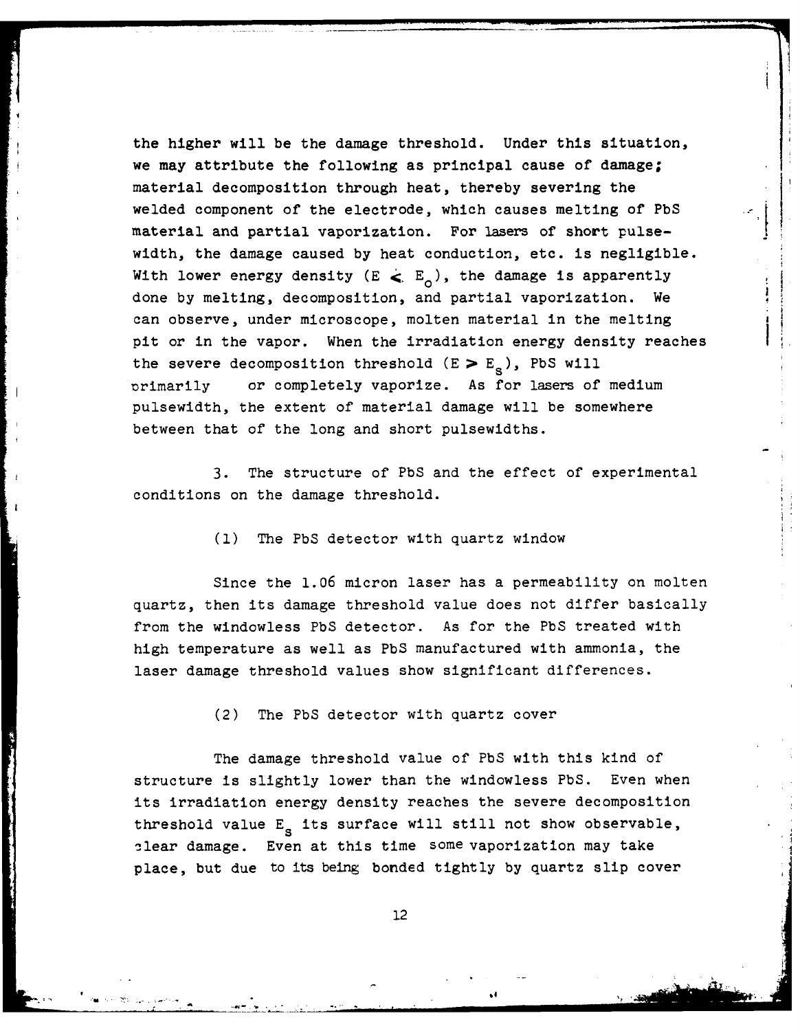the higher will be the damage threshold. Under this situation, we may attribute the following as principal cause of damage; material decomposition through heat, thereby severing the welded component of the electrode, which causes melting of PbS material and partial vaporization. For lasers of short pulse-width, the damage caused by heat conduction, etc. is negligible. With lower energy density ($E \lessdot E_o$), the damage is apparently done by melting, decomposition, and partial vaporization. We can observe, under microscope, molten material in the melting pit or in the vapor. When the irradiation energy density reaches the severe decomposition threshold ($E > E_s$), PbS will primarily or completely vaporize. As for lasers of medium pulsewidth, the extent of material damage will be somewhere between that of the long and short pulsewidths.

3. The structure of PbS and the effect of experimental conditions on the damage threshold.

(1) The PbS detector with quartz window

Since the 1.06 micron laser has a permeability on molten quartz, then its damage threshold value does not differ basically from the windowless PbS detector. As for the PbS treated with high temperature as well as PbS manufactured with ammonia, the laser damage threshold values show significant differences.

(2) The PbS detector with quartz cover

The damage threshold value of PbS with this kind of structure is slightly lower than the windowless PbS. Even when its irradiation energy density reaches the severe decomposition threshold value $E_s$ its surface will still not show observable, clear damage. Even at this time some vaporization may take place, but due to its being bonded tightly by quartz slip cover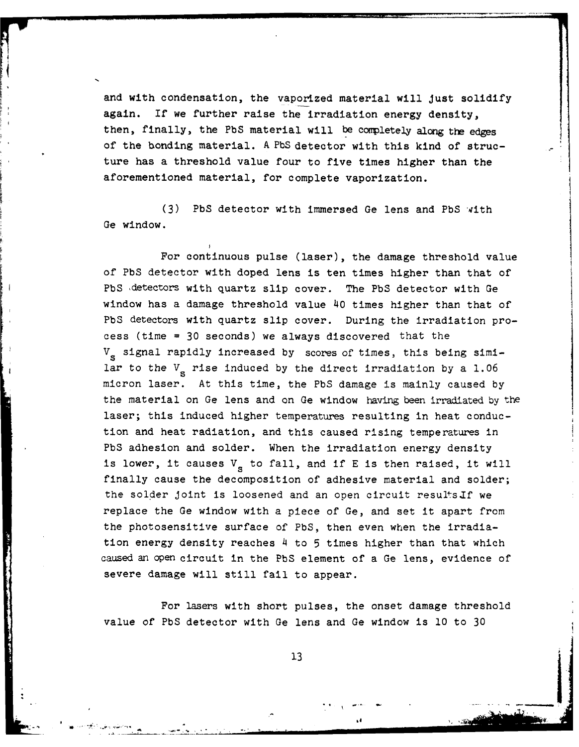and with condensation, the vaporized material will just solidify again. If we further raise the irradiation energy density, then, finally, the PbS material will be completely along the edges of the bonding material. A PbS detector with this kind of structure has a threshold value four to five times higher than the aforementioned material, for complete vaporization.

(3) PbS detector with immersed Ge lens and PbS with Ge window.

For continuous pulse (laser), the damage threshold value of PbS detector with doped lens is ten times higher than that of PbS detectors with quartz slip cover. The PbS detector with Ge window has a damage threshold value 40 times higher than that of PbS detectors with quartz slip cover. During the irradiation process (time = 30 seconds) we always discovered that the $V_s$ signal rapidly increased by scores of times, this being similar to the $V_s$ rise induced by the direct irradiation by a 1.06 micron laser. At this time, the PbS damage is mainly caused by the material on Ge lens and on Ge window having been irradiated by the laser; this induced higher temperatures resulting in heat conduction and heat radiation, and this caused rising temperatures in PbS adhesion and solder. When the irradiation energy density is lower, it causes $V_s$ to fall, and if E is then raised, it will finally cause the decomposition of adhesive material and solder; the solder joint is loosened and an open circuit results. If we replace the Ge window with a piece of Ge, and set it apart from the photosensitive surface of PbS, then even when the irradiation energy density reaches 4 to 5 times higher than that which caused an open circuit in the PbS element of a Ge lens, evidence of severe damage will still fail to appear.

For lasers with short pulses, the onset damage threshold value of PbS detector with Ge lens and Ge window is 10 to 30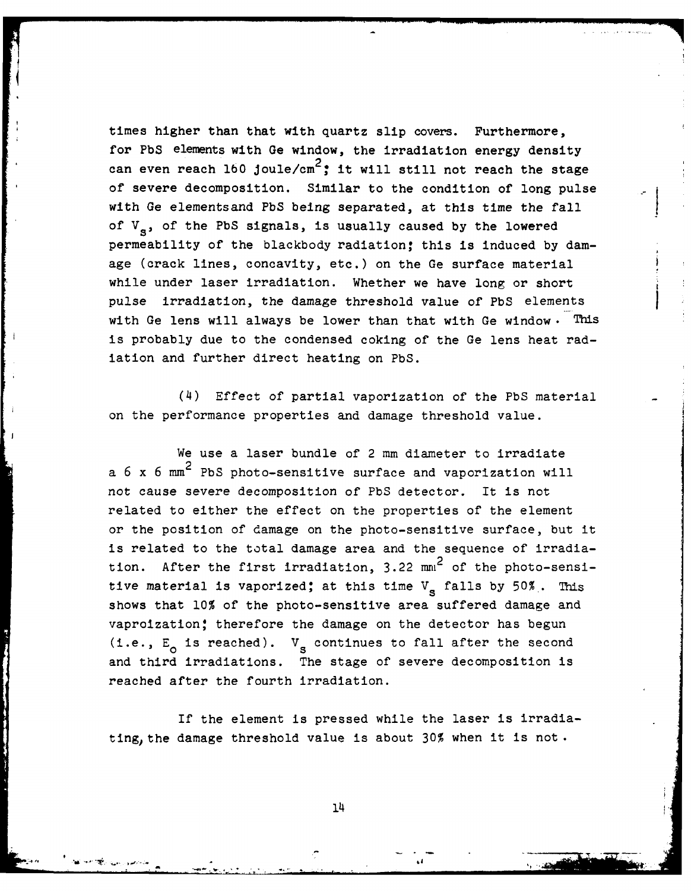times higher than that with quartz slip covers. Furthermore, for PbS elements with Ge window, the irradiation energy density can even reach 160 joule/$cm^2$; it will still not reach the stage of severe decomposition. Similar to the condition of long pulse with Ge elementsand PbS being separated, at this time the fall of $V_s$, of the PbS signals, is usually caused by the lowered permeability of the blackbody radiation; this is induced by damage (crack lines, concavity, etc.) on the Ge surface material while under laser irradiation. Whether we have long or short pulse irradiation, the damage threshold value of PbS elements with Ge lens will always be lower than that with Ge window. This is probably due to the condensed coking of the Ge lens heat radiation and further direct heating on PbS.

(4) Effect of partial vaporization of the PbS material on the performance properties and damage threshold value.

We use a laser bundle of 2 mm diameter to irradiate a 6 x 6 $mm^2$ PbS photo-sensitive surface and vaporization will not cause severe decomposition of PbS detector. It is not related to either the effect on the properties of the element or the position of damage on the photo-sensitive surface, but it is related to the total damage area and the sequence of irradiation. After the first irradiation, 3.22 $mm^2$ of the photo-sensitive material is vaporized; at this time $V_s$ falls by 50%. This shows that 10% of the photo-sensitive area suffered damage and vaproization; therefore the damage on the detector has begun (i.e., $E_o$ is reached). $V_s$ continues to fall after the second and third irradiations. The stage of severe decomposition is reached after the fourth irradiation.

If the element is pressed while the laser is irradiating, the damage threshold value is about 30% when it is not.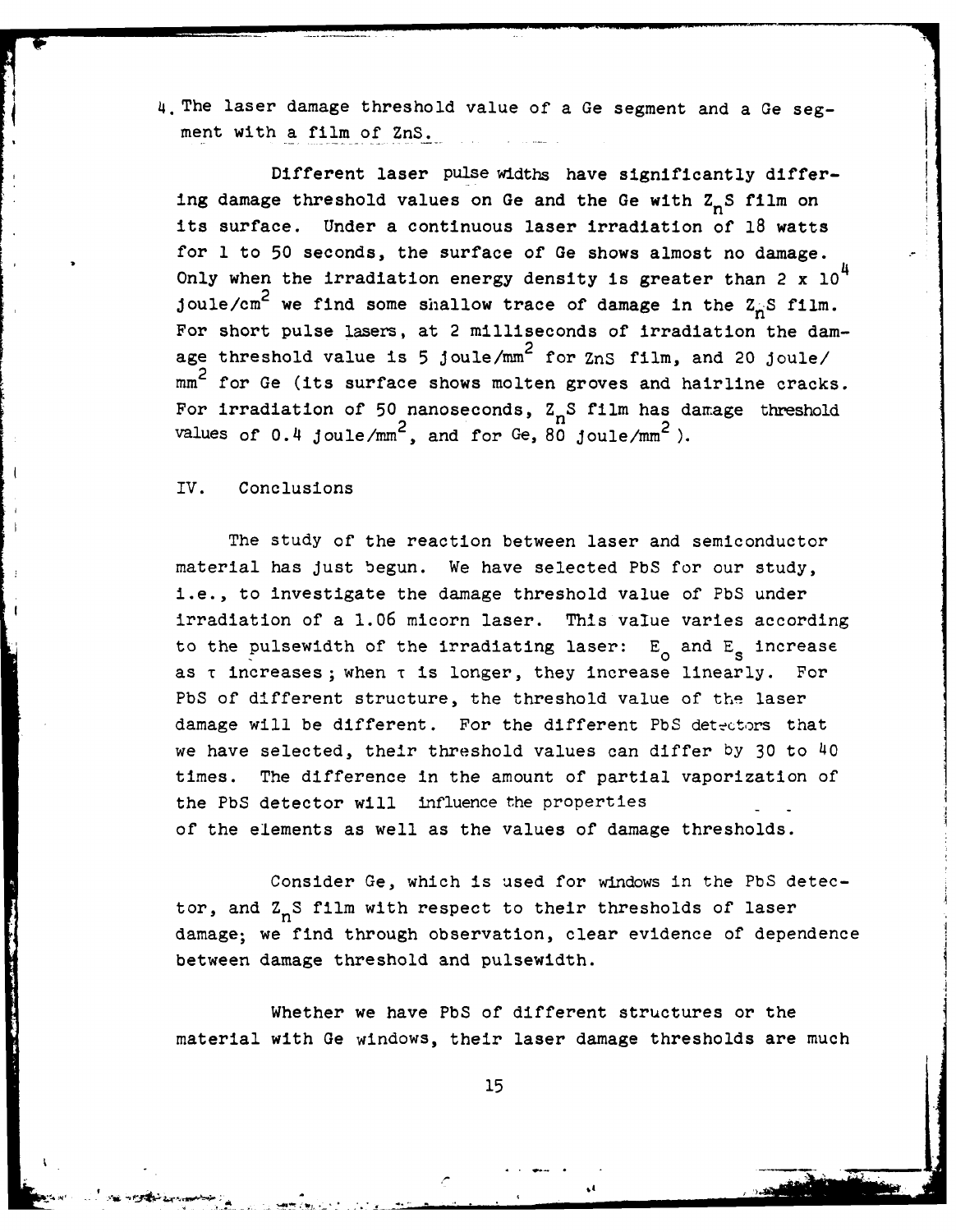4. The laser damage threshold value of a Ge segment and a Ge segment with a film of ZnS.

Different laser pulse widths have significantly differing damage threshold values on Ge and the Ge with $Z_nS$ film on its surface. Under a continuous laser irradiation of 18 watts for 1 to 50 seconds, the surface of Ge shows almost no damage. Only when the irradiation energy density is greater than $2 \times 10^4$ joule/cm$^2$ we find some shallow trace of damage in the $Z_nS$ film. For short pulse lasers, at 2 milliseconds of irradiation the damage threshold value is 5 joule/mm$^2$ for ZnS film, and 20 joule/mm$^2$ for Ge (its surface shows molten groves and hairline cracks. For irradiation of 50 nanoseconds, $Z_nS$ film has damage threshold values of 0.4 joule/mm$^2$, and for Ge, 80 joule/mm$^2$ ).

## IV. Conclusions

The study of the reaction between laser and semiconductor material has just begun. We have selected PbS for our study, i.e., to investigate the damage threshold value of PbS under irradiation of a 1.06 micorn laser. This value varies according to the pulsewidth of the irradiating laser: $E_o$ and $E_s$ increase as $\tau$ increases; when $\tau$ is longer, they increase linearly. For PbS of different structure, the threshold value of the laser damage will be different. For the different PbS detectors that we have selected, their threshold values can differ by 30 to 40 times. The difference in the amount of partial vaporization of the PbS detector will influence the properties of the elements as well as the values of damage thresholds.

Consider Ge, which is used for windows in the PbS detector, and $Z_nS$ film with respect to their thresholds of laser damage; we find through observation, clear evidence of dependence between damage threshold and pulsewidth.

Whether we have PbS of different structures or the material with Ge windows, their laser damage thresholds are much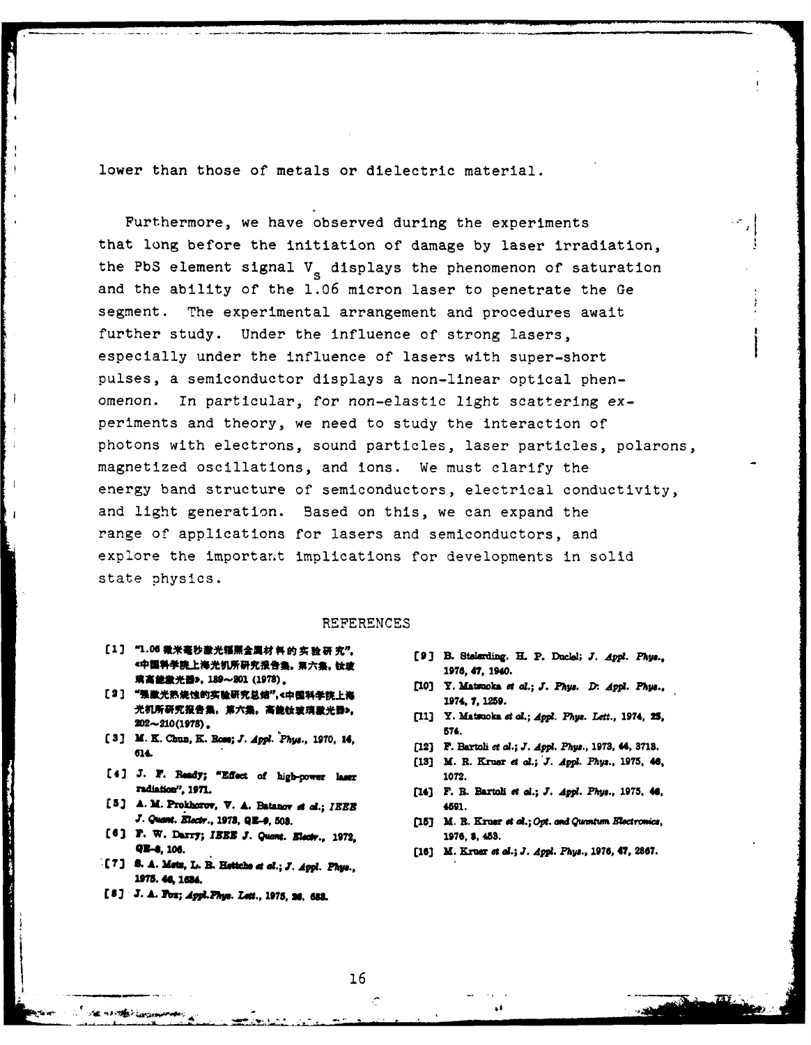lower than those of metals or dielectric material.

Furthermore, we have observed during the experiments that long before the initiation of damage by laser irradiation, the PbS element signal $V_s$ displays the phenomenon of saturation and the ability of the 1.06 micron laser to penetrate the Ge segment. The experimental arrangement and procedures await further study. Under the influence of strong lasers, especially under the influence of lasers with super-short pulses, a semiconductor displays a non-linear optical phenomenon. In particular, for non-elastic light scattering experiments and theory, we need to study the interaction of photons with electrons, sound particles, laser particles, polarons, magnetized oscillations, and ions. We must clarify the energy band structure of semiconductors, electrical conductivity, and light generation. Based on this, we can expand the range of applications for lasers and semiconductors, and explore the important implications for developments in solid state physics.

## REFERENCES

[1] "1.06 微米毫秒激光辐照金属材料的实验研究", «中国科学院上海光机所研究报告集, 第六集, 钕玻璃高能激光器», 189~201 (1978).

[2] "强激光热烧蚀的实验研究总结", «中国科学院上海光机所研究报告集, 第六集, 高能钕玻璃激光器», 202~210(1978).

[3] M. K. Chun, K. Rose; *J. Appl. Phys.*, 1970, 14, 614.

[4] J. F. Ready; "Effect of high-power laser radiation", 1971.

[5] A. M. Prokhorov, V. A. Batanov *et al.*; *IEEE J. Quant. Electr.*, 1973, QE-9, 503.

[6] F. W. Darry; *IEEE J. Quant. Electr.*, 1972, QE-8, 106.

[7] S. A. Metz, L. R. Hettche *et al.*; *J. Appl. Phys.*, 1975. 46, 1634.

[8] J. A. Fox; *Appl. Phys. Lett.*, 1975, 26, 683.

[9] B. Stelarding. H. P. Duclel; *J. Appl. Phys.*, 1976, 47, 1940.

[10] Y. Matsuoka *et al.*; *J. Phys. D: Appl. Phys.*, 1974, 7, 1259.

[11] Y. Matsuoka *et al.*; *Appl. Phys. Lett.*, 1974, 25, 574.

[12] F. Bartoli *et al.*; *J. Appl. Phys.*, 1973, 44, 3713.

[13] M. R. Kruer *et al.*; *J. Appl. Phys.*, 1975, 46, 1072.

[14] F. R. Bartoli *et al.*; *J. Appl. Phys.*, 1975, 46, 4591.

[15] M. R. Kruer *et al.*; *Opt. and Quantum Electronics*, 1976, 8, 453.

[16] M. Kruer *et al.*; *J. Appl. Phys.*, 1976, 47, 2867.